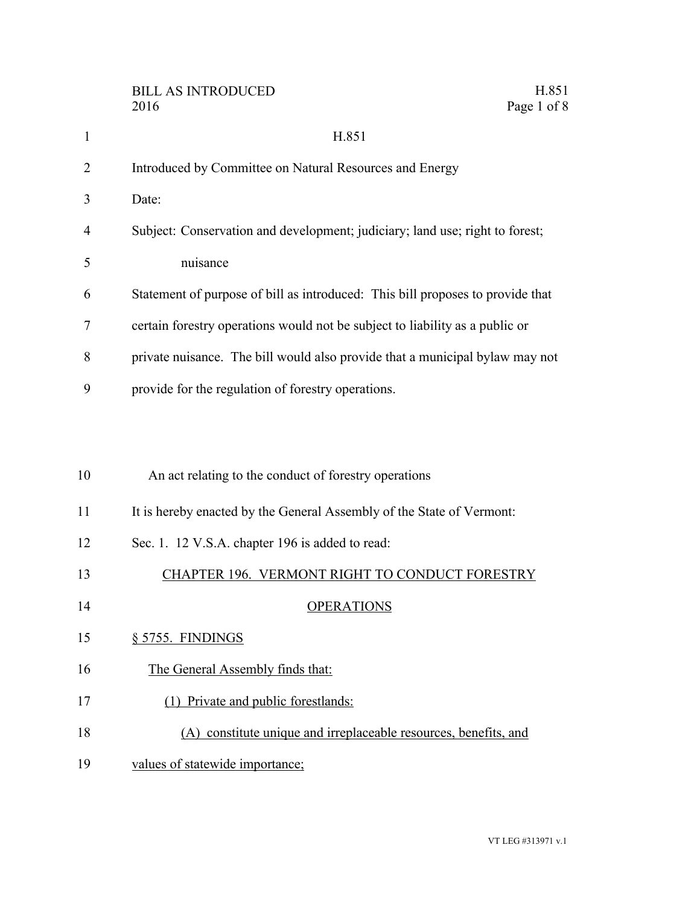H.851

Introduced by Committee on Natural Resources and Energy

Date:

Subject: Conservation and development; judiciary; land use; right to forest; nuisance

Statement of purpose of bill as introduced: This bill proposes to provide that certain forestry operations would not be subject to liability as a public or private nuisance. The bill would also provide that a municipal bylaw may not provide for the regulation of forestry operations.

An act relating to the conduct of forestry operations

It is hereby enacted by the General Assembly of the State of Vermont:

Sec. 1. 12 V.S.A. chapter 196 is added to read:

## CHAPTER 196. VERMONT RIGHT TO CONDUCT FORESTRY OPERATIONS

### § 5755. FINDINGS

The General Assembly finds that:

(1) Private and public forestlands:

(A) constitute unique and irreplaceable resources, benefits, and values of statewide importance;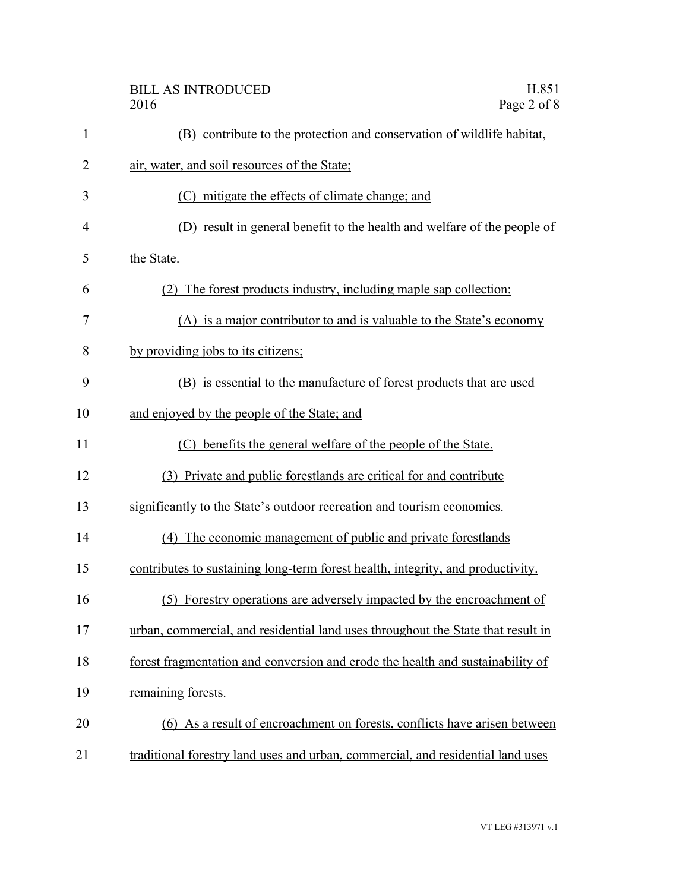(B) contribute to the protection and conservation of wildlife habitat, air, water, and soil resources of the State;

(C) mitigate the effects of climate change; and

(D) result in general benefit to the health and welfare of the people of the State.

(2) The forest products industry, including maple sap collection:

(A) is a major contributor to and is valuable to the State's economy by providing jobs to its citizens;

(B) is essential to the manufacture of forest products that are used and enjoyed by the people of the State; and

(C) benefits the general welfare of the people of the State.

(3) Private and public forestlands are critical for and contribute significantly to the State's outdoor recreation and tourism economies.

(4) The economic management of public and private forestlands contributes to sustaining long-term forest health, integrity, and productivity.

(5) Forestry operations are adversely impacted by the encroachment of urban, commercial, and residential land uses throughout the State that result in forest fragmentation and conversion and erode the health and sustainability of remaining forests.

(6) As a result of encroachment on forests, conflicts have arisen between traditional forestry land uses and urban, commercial, and residential land uses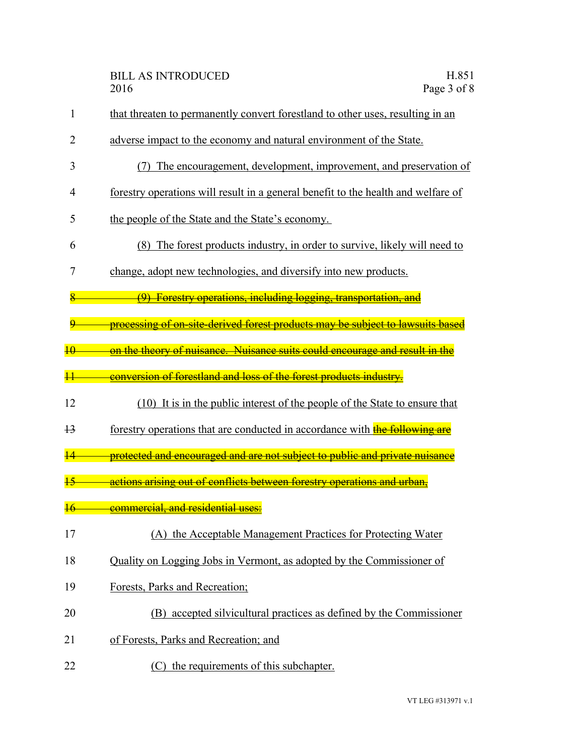that threaten to permanently convert forestland to other uses, resulting in an adverse impact to the economy and natural environment of the State.

(7) The encouragement, development, improvement, and preservation of forestry operations will result in a general benefit to the health and welfare of the people of the State and the State's economy.

(8) The forest products industry, in order to survive, likely will need to change, adopt new technologies, and diversify into new products.

~~(9) Forestry operations, including logging, transportation, and processing of on-site-derived forest products may be subject to lawsuits based on the theory of nuisance. Nuisance suits could encourage and result in the conversion of forestland and loss of the forest products industry.~~

(10) It is in the public interest of the people of the State to ensure that forestry operations that are conducted in accordance with ~~the following are protected and encouraged and are not subject to public and private nuisance actions arising out of conflicts between forestry operations and urban, commercial, and residential uses:~~

(A) the Acceptable Management Practices for Protecting Water Quality on Logging Jobs in Vermont, as adopted by the Commissioner of Forests, Parks and Recreation;

(B) accepted silvicultural practices as defined by the Commissioner of Forests, Parks and Recreation; and

(C) the requirements of this subchapter.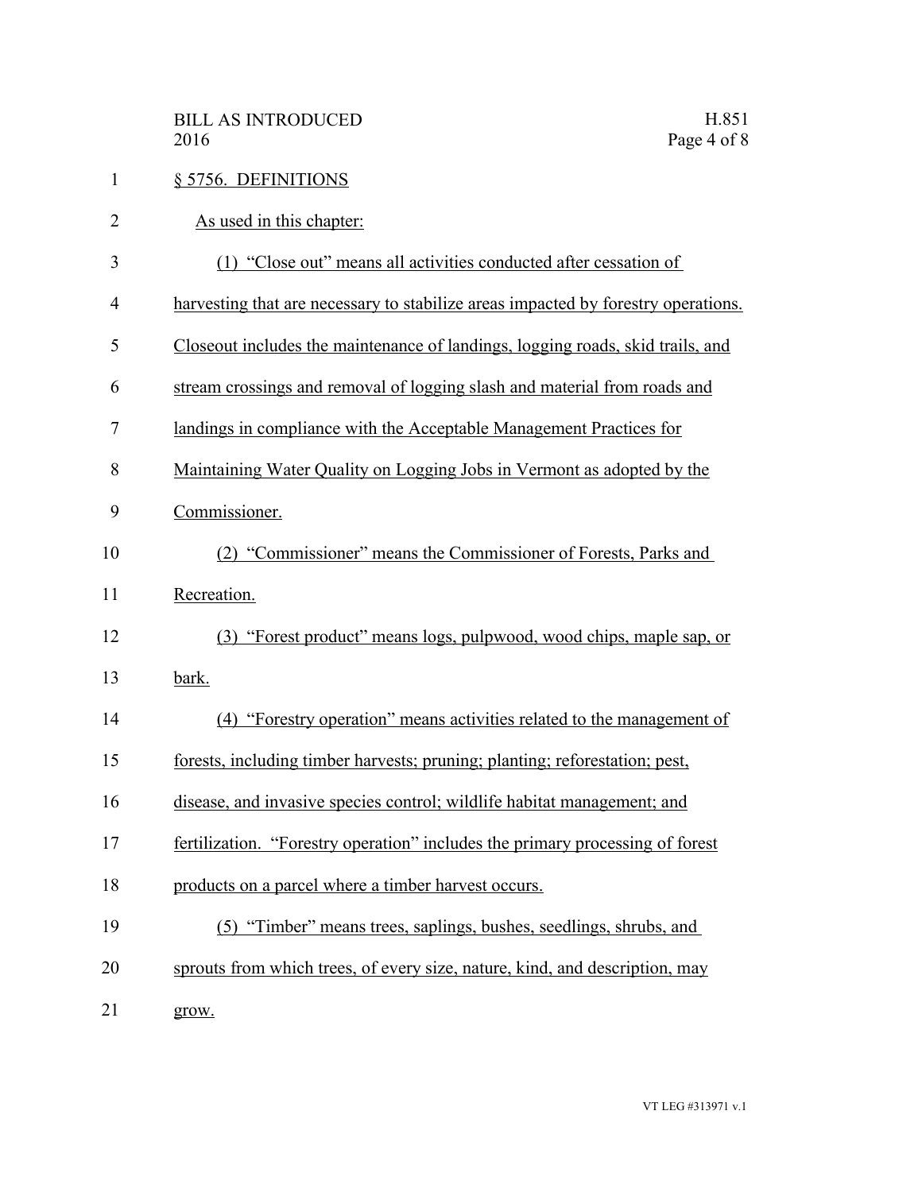§ 5756. DEFINITIONS

As used in this chapter:

(1) "Close out" means all activities conducted after cessation of harvesting that are necessary to stabilize areas impacted by forestry operations. Closeout includes the maintenance of landings, logging roads, skid trails, and stream crossings and removal of logging slash and material from roads and landings in compliance with the Acceptable Management Practices for Maintaining Water Quality on Logging Jobs in Vermont as adopted by the Commissioner.

(2) "Commissioner" means the Commissioner of Forests, Parks and Recreation.

(3) "Forest product" means logs, pulpwood, wood chips, maple sap, or bark.

(4) "Forestry operation" means activities related to the management of forests, including timber harvests; pruning; planting; reforestation; pest, disease, and invasive species control; wildlife habitat management; and fertilization. "Forestry operation" includes the primary processing of forest products on a parcel where a timber harvest occurs.

(5) "Timber" means trees, saplings, bushes, seedlings, shrubs, and sprouts from which trees, of every size, nature, kind, and description, may grow.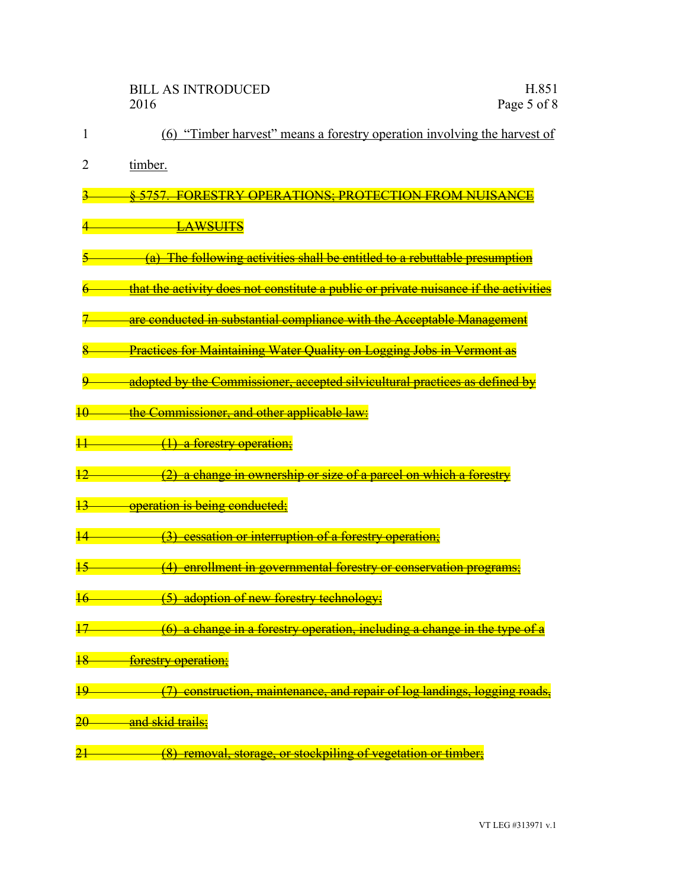(6) "Timber harvest" means a forestry operation involving the harvest of timber.

~~§ 5757. FORESTRY OPERATIONS; PROTECTION FROM NUISANCE LAWSUITS~~

~~(a) The following activities shall be entitled to a rebuttable presumption that the activity does not constitute a public or private nuisance if the activities are conducted in substantial compliance with the Acceptable Management Practices for Maintaining Water Quality on Logging Jobs in Vermont as adopted by the Commissioner, accepted silvicultural practices as defined by the Commissioner, and other applicable law:~~

~~(1) a forestry operation;~~

~~(2) a change in ownership or size of a parcel on which a forestry operation is being conducted;~~

~~(3) cessation or interruption of a forestry operation;~~

~~(4) enrollment in governmental forestry or conservation programs;~~

~~(5) adoption of new forestry technology;~~

~~(6) a change in a forestry operation, including a change in the type of a forestry operation;~~

~~(7) construction, maintenance, and repair of log landings, logging roads, and skid trails;~~

~~(8) removal, storage, or stockpiling of vegetation or timber;~~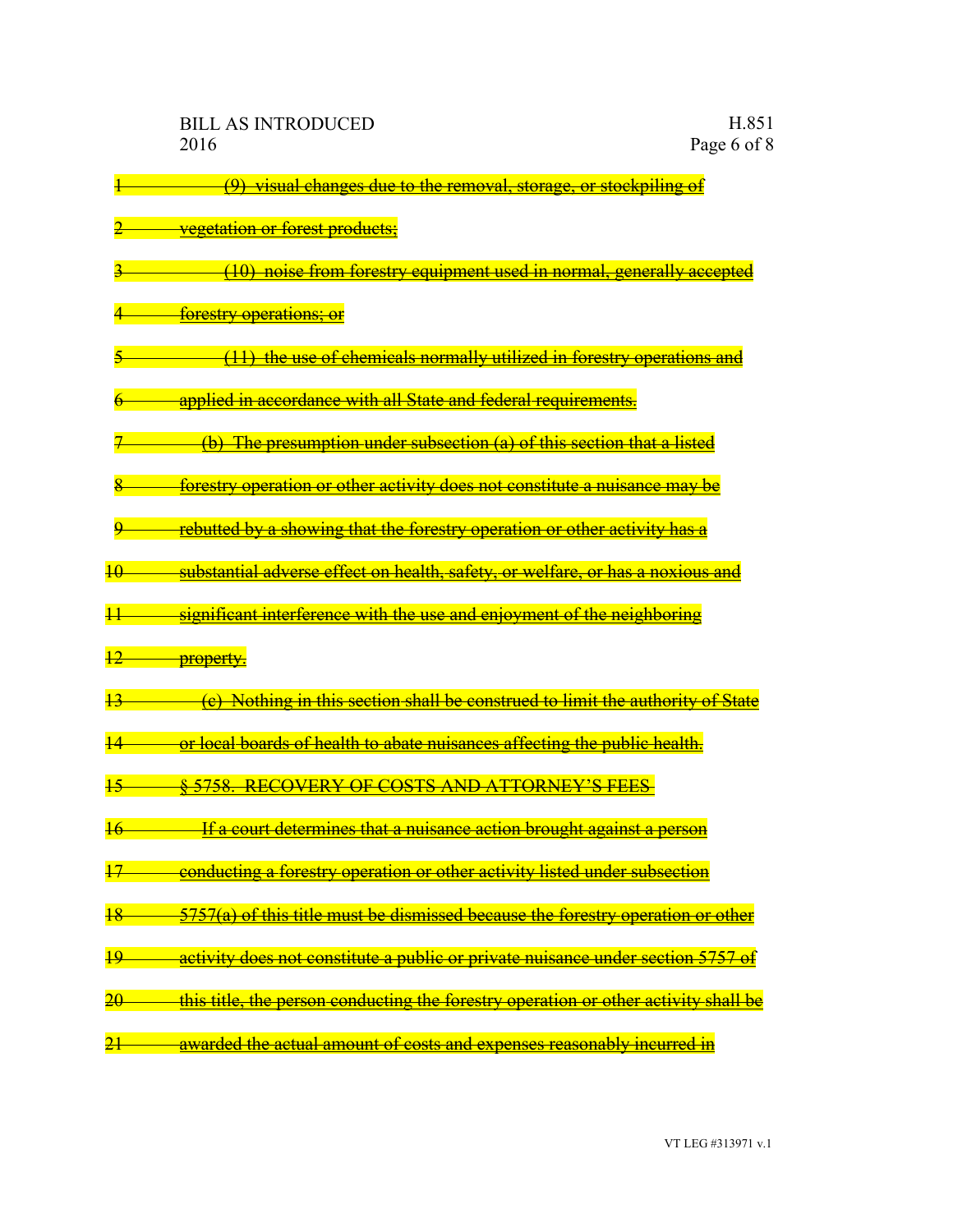(9) visual changes due to the removal, storage, or stockpiling of vegetation or forest products;

(10) noise from forestry equipment used in normal, generally accepted forestry operations; or

(11) the use of chemicals normally utilized in forestry operations and applied in accordance with all State and federal requirements.

(b) The presumption under subsection (a) of this section that a listed forestry operation or other activity does not constitute a nuisance may be rebutted by a showing that the forestry operation or other activity has a substantial adverse effect on health, safety, or welfare, or has a noxious and significant interference with the use and enjoyment of the neighboring property.

(c) Nothing in this section shall be construed to limit the authority of State or local boards of health to abate nuisances affecting the public health.

§ 5758. RECOVERY OF COSTS AND ATTORNEY'S FEES

If a court determines that a nuisance action brought against a person conducting a forestry operation or other activity listed under subsection 5757(a) of this title must be dismissed because the forestry operation or other activity does not constitute a public or private nuisance under section 5757 of this title, the person conducting the forestry operation or other activity shall be awarded the actual amount of costs and expenses reasonably incurred in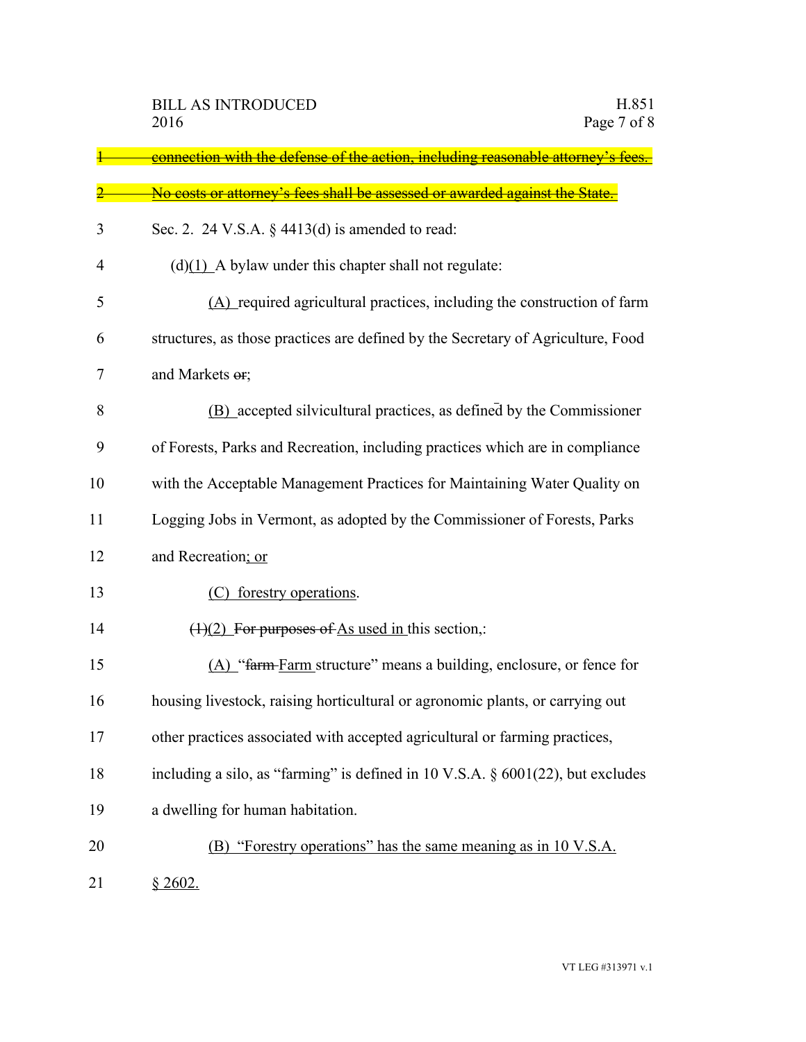~~connection with the defense of the action, including reasonable attorney's fees. No costs or attorney's fees shall be assessed or awarded against the State.~~

Sec. 2. 24 V.S.A. § 4413(d) is amended to read:

(d)<u>(1)</u> A bylaw under this chapter shall not regulate:

<u>(A)</u> required agricultural practices, including the construction of farm structures, as those practices are defined by the Secretary of Agriculture, Food and Markets ~~or~~;

<u>(B)</u> accepted silvicultural practices, as defined by the Commissioner of Forests, Parks and Recreation, including practices which are in compliance with the Acceptable Management Practices for Maintaining Water Quality on Logging Jobs in Vermont, as adopted by the Commissioner of Forests, Parks and Recreation<u>; or</u>

<u>(C) forestry operations</u>.

~~(1)~~<u>(2)</u> ~~For purposes of~~ <u>As used in</u> this section,:

<u>(A)</u> "~~farm~~ <u>Farm</u> structure" means a building, enclosure, or fence for housing livestock, raising horticultural or agronomic plants, or carrying out other practices associated with accepted agricultural or farming practices, including a silo, as "farming" is defined in 10 V.S.A. § 6001(22), but excludes a dwelling for human habitation.

<u>(B) "Forestry operations" has the same meaning as in 10 V.S.A. § 2602.</u>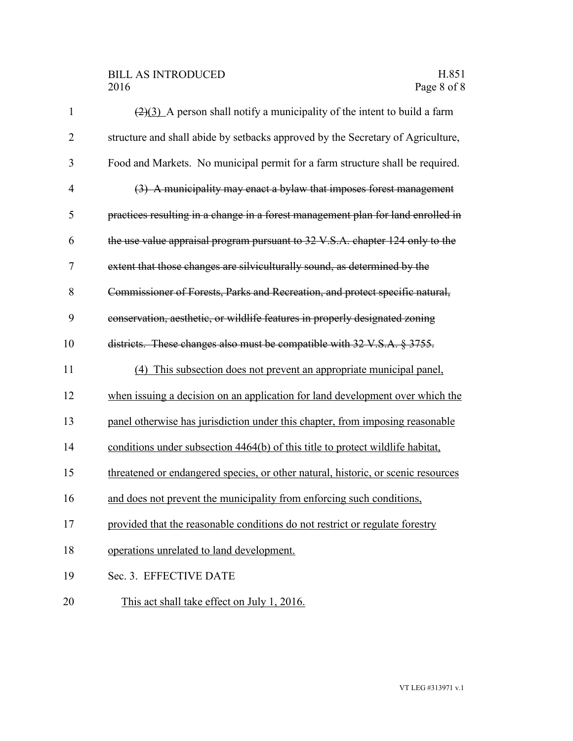~~(2)~~(3) A person shall notify a municipality of the intent to build a farm structure and shall abide by setbacks approved by the Secretary of Agriculture, Food and Markets. No municipal permit for a farm structure shall be required.

~~(3) A municipality may enact a bylaw that imposes forest management practices resulting in a change in a forest management plan for land enrolled in the use value appraisal program pursuant to 32 V.S.A. chapter 124 only to the extent that those changes are silviculturally sound, as determined by the Commissioner of Forests, Parks and Recreation, and protect specific natural, conservation, aesthetic, or wildlife features in properly designated zoning districts. These changes also must be compatible with 32 V.S.A. § 3755.~~

<u>(4) This subsection does not prevent an appropriate municipal panel, when issuing a decision on an application for land development over which the panel otherwise has jurisdiction under this chapter, from imposing reasonable conditions under subsection 4464(b) of this title to protect wildlife habitat, threatened or endangered species, or other natural, historic, or scenic resources and does not prevent the municipality from enforcing such conditions, provided that the reasonable conditions do not restrict or regulate forestry operations unrelated to land development.</u>

Sec. 3. EFFECTIVE DATE

<u>This act shall take effect on July 1, 2016.</u>